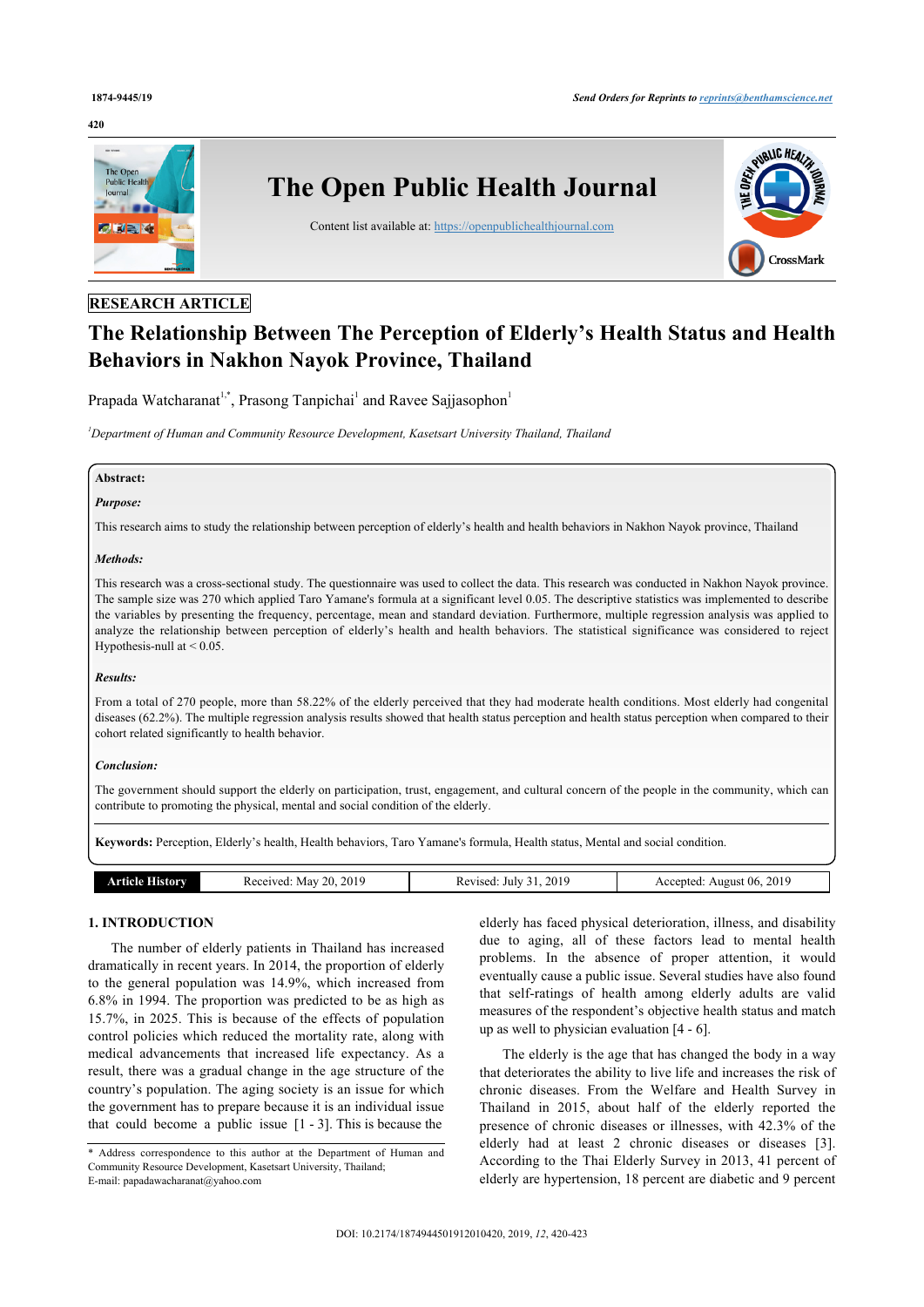RESEARCH ARTICLE

# The Relationship Between The Perception of Elderly's Health Status and Health Behaviors in Nakhon Nayok Province, Thailand

Prapada Watcharanat[1,*], Prasong Tanpichai[1] and Ravee Sajjasophon[1]

[1]Department of Human and Community Resource Development, Kasetsart University Thailand, Thailand

**Abstract:**

***Purpose:***

This research aims to study the relationship between perception of elderly's health and health behaviors in Nakhon Nayok province, Thailand

***Methods:***

This research was a cross-sectional study. The questionnaire was used to collect the data. This research was conducted in Nakhon Nayok province. The sample size was 270 which applied Taro Yamane's formula at a significant level 0.05. The descriptive statistics was implemented to describe the variables by presenting the frequency, percentage, mean and standard deviation. Furthermore, multiple regression analysis was applied to analyze the relationship between perception of elderly's health and health behaviors. The statistical significance was considered to reject Hypothesis-null at < 0.05.

***Results:***

From a total of 270 people, more than 58.22% of the elderly perceived that they had moderate health conditions. Most elderly had congenital diseases (62.2%). The multiple regression analysis results showed that health status perception and health status perception when compared to their cohort related significantly to health behavior.

***Conclusion:***

The government should support the elderly on participation, trust, engagement, and cultural concern of the people in the community, which can contribute to promoting the physical, mental and social condition of the elderly.

**Keywords:** Perception, Elderly's health, Health behaviors, Taro Yamane's formula, Health status, Mental and social condition.

| Article History | Received: May 20, 2019 | Revised: July 31, 2019 | Accepted: August 06, 2019 |
|---|---|---|---|

## 1. INTRODUCTION

The number of elderly patients in Thailand has increased dramatically in recent years. In 2014, the proportion of elderly to the general population was 14.9%, which increased from 6.8% in 1994. The proportion was predicted to be as high as 15.7%, in 2025. This is because of the effects of population control policies which reduced the mortality rate, along with medical advancements that increased life expectancy. As a result, there was a gradual change in the age structure of the country's population. The aging society is an issue for which the government has to prepare because it is an individual issue that could become a public issue [1 - 3]. This is because the elderly has faced physical deterioration, illness, and disability due to aging, all of these factors lead to mental health problems. In the absence of proper attention, it would eventually cause a public issue. Several studies have also found that self-ratings of health among elderly adults are valid measures of the respondent's objective health status and match up as well to physician evaluation [4 - 6].

The elderly is the age that has changed the body in a way that deteriorates the ability to live life and increases the risk of chronic diseases. From the Welfare and Health Survey in Thailand in 2015, about half of the elderly reported the presence of chronic diseases or illnesses, with 42.3% of the elderly had at least 2 chronic diseases or diseases [3]. According to the Thai Elderly Survey in 2013, 41 percent of elderly are hypertension, 18 percent are diabetic and 9 percent

* Address correspondence to this author at the Department of Human and Community Resource Development, Kasetsart University, Thailand;
E-mail: papadawacharanat@yahoo.com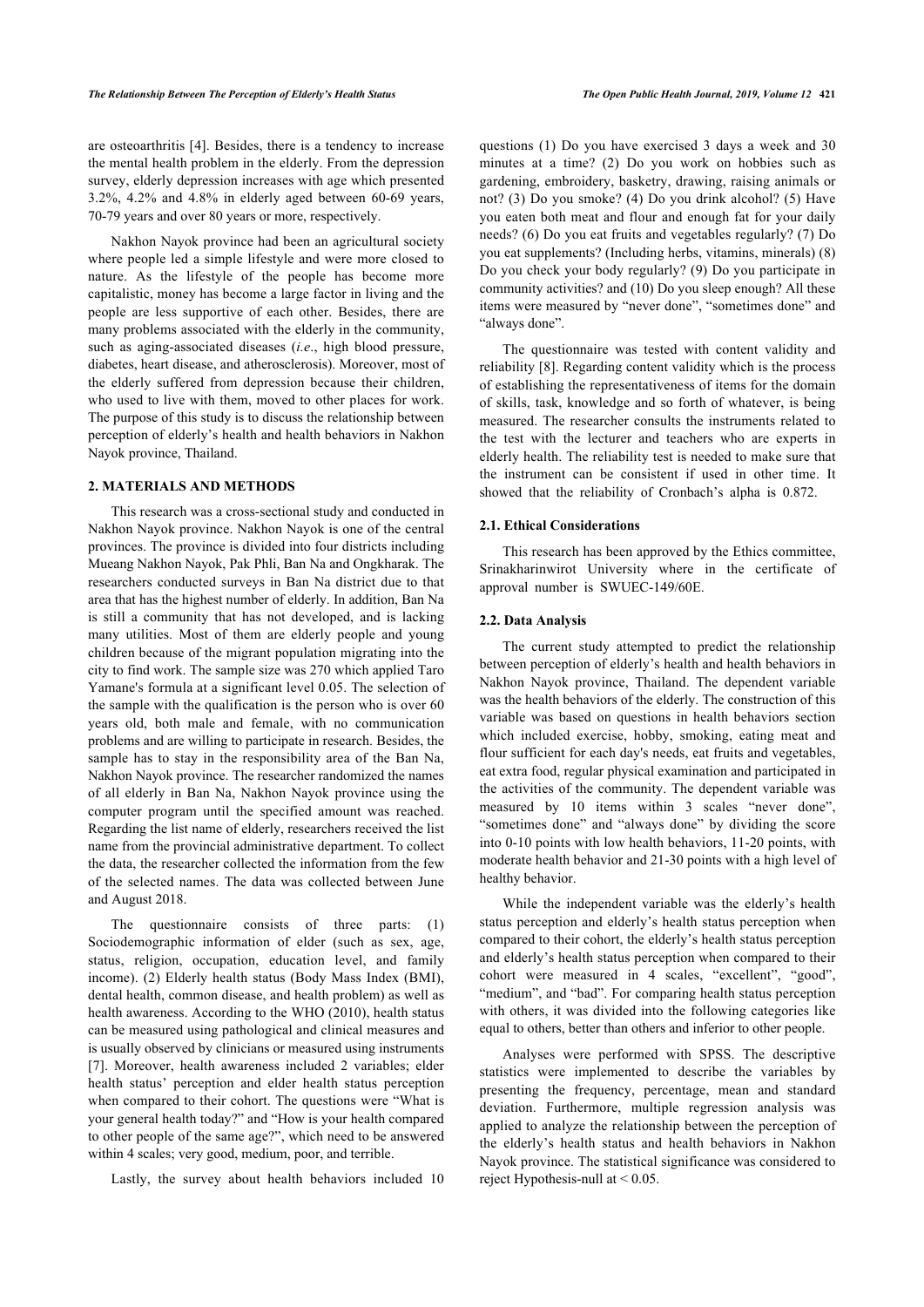are osteoarthritis [4]. Besides, there is a tendency to increase the mental health problem in the elderly. From the depression survey, elderly depression increases with age which presented 3.2%, 4.2% and 4.8% in elderly aged between 60-69 years, 70-79 years and over 80 years or more, respectively.

Nakhon Nayok province had been an agricultural society where people led a simple lifestyle and were more closed to nature. As the lifestyle of the people has become more capitalistic, money has become a large factor in living and the people are less supportive of each other. Besides, there are many problems associated with the elderly in the community, such as aging-associated diseases (*i.e*., high blood pressure, diabetes, heart disease, and atherosclerosis). Moreover, most of the elderly suffered from depression because their children, who used to live with them, moved to other places for work. The purpose of this study is to discuss the relationship between perception of elderly's health and health behaviors in Nakhon Nayok province, Thailand.

## 2. MATERIALS AND METHODS

This research was a cross-sectional study and conducted in Nakhon Nayok province. Nakhon Nayok is one of the central provinces. The province is divided into four districts including Mueang Nakhon Nayok, Pak Phli, Ban Na and Ongkharak. The researchers conducted surveys in Ban Na district due to that area that has the highest number of elderly. In addition, Ban Na is still a community that has not developed, and is lacking many utilities. Most of them are elderly people and young children because of the migrant population migrating into the city to find work. The sample size was 270 which applied Taro Yamane's formula at a significant level 0.05. The selection of the sample with the qualification is the person who is over 60 years old, both male and female, with no communication problems and are willing to participate in research. Besides, the sample has to stay in the responsibility area of the Ban Na, Nakhon Nayok province. The researcher randomized the names of all elderly in Ban Na, Nakhon Nayok province using the computer program until the specified amount was reached. Regarding the list name of elderly, researchers received the list name from the provincial administrative department. To collect the data, the researcher collected the information from the few of the selected names. The data was collected between June and August 2018.

The questionnaire consists of three parts: (1) Sociodemographic information of elder (such as sex, age, status, religion, occupation, education level, and family income). (2) Elderly health status (Body Mass Index (BMI), dental health, common disease, and health problem) as well as health awareness. According to the WHO (2010), health status can be measured using pathological and clinical measures and is usually observed by clinicians or measured using instruments [7]. Moreover, health awareness included 2 variables; elder health status' perception and elder health status perception when compared to their cohort. The questions were "What is your general health today?" and "How is your health compared to other people of the same age?", which need to be answered within 4 scales; very good, medium, poor, and terrible.

Lastly, the survey about health behaviors included 10 questions (1) Do you have exercised 3 days a week and 30 minutes at a time? (2) Do you work on hobbies such as gardening, embroidery, basketry, drawing, raising animals or not? (3) Do you smoke? (4) Do you drink alcohol? (5) Have you eaten both meat and flour and enough fat for your daily needs? (6) Do you eat fruits and vegetables regularly? (7) Do you eat supplements? (Including herbs, vitamins, minerals) (8) Do you check your body regularly? (9) Do you participate in community activities? and (10) Do you sleep enough? All these items were measured by "never done", "sometimes done" and "always done".

The questionnaire was tested with content validity and reliability [8]. Regarding content validity which is the process of establishing the representativeness of items for the domain of skills, task, knowledge and so forth of whatever, is being measured. The researcher consults the instruments related to the test with the lecturer and teachers who are experts in elderly health. The reliability test is needed to make sure that the instrument can be consistent if used in other time. It showed that the reliability of Cronbach's alpha is 0.872.

### 2.1. Ethical Considerations

This research has been approved by the Ethics committee, Srinakharinwirot University where in the certificate of approval number is SWUEC-149/60E.

### 2.2. Data Analysis

The current study attempted to predict the relationship between perception of elderly's health and health behaviors in Nakhon Nayok province, Thailand. The dependent variable was the health behaviors of the elderly. The construction of this variable was based on questions in health behaviors section which included exercise, hobby, smoking, eating meat and flour sufficient for each day's needs, eat fruits and vegetables, eat extra food, regular physical examination and participated in the activities of the community. The dependent variable was measured by 10 items within 3 scales "never done", "sometimes done" and "always done" by dividing the score into 0-10 points with low health behaviors, 11-20 points, with moderate health behavior and 21-30 points with a high level of healthy behavior.

While the independent variable was the elderly's health status perception and elderly's health status perception when compared to their cohort, the elderly's health status perception and elderly's health status perception when compared to their cohort were measured in 4 scales, "excellent", "good", "medium", and "bad". For comparing health status perception with others, it was divided into the following categories like equal to others, better than others and inferior to other people.

Analyses were performed with SPSS. The descriptive statistics were implemented to describe the variables by presenting the frequency, percentage, mean and standard deviation. Furthermore, multiple regression analysis was applied to analyze the relationship between the perception of the elderly's health status and health behaviors in Nakhon Nayok province. The statistical significance was considered to reject Hypothesis-null at < 0.05.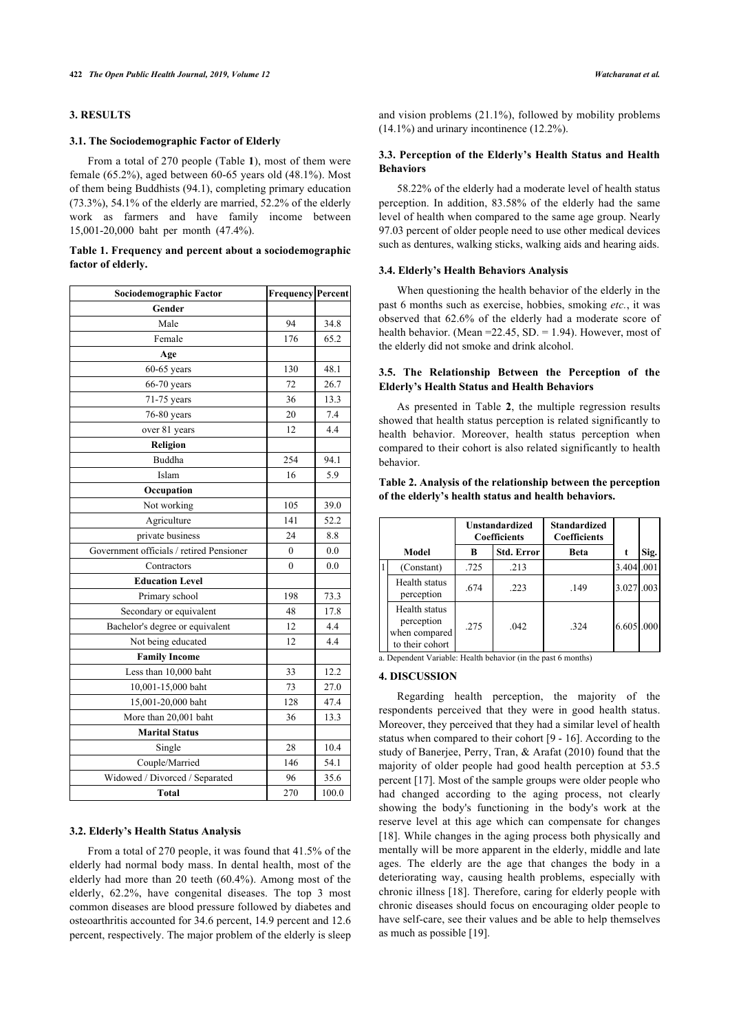## 3. RESULTS

### 3.1. The Sociodemographic Factor of Elderly

From a total of 270 people (Table **1**), most of them were female (65.2%), aged between 60-65 years old (48.1%). Most of them being Buddhists (94.1), completing primary education (73.3%), 54.1% of the elderly are married, 52.2% of the elderly work as farmers and have family income between 15,001-20,000 baht per month (47.4%).

**Table 1. Frequency and percent about a sociodemographic factor of elderly.**

| Sociodemographic Factor | Frequency | Percent |
|---|---|---|
| **Gender** | | |
| Male | 94 | 34.8 |
| Female | 176 | 65.2 |
| **Age** | | |
| 60-65 years | 130 | 48.1 |
| 66-70 years | 72 | 26.7 |
| 71-75 years | 36 | 13.3 |
| 76-80 years | 20 | 7.4 |
| over 81 years | 12 | 4.4 |
| **Religion** | | |
| Buddha | 254 | 94.1 |
| Islam | 16 | 5.9 |
| **Occupation** | | |
| Not working | 105 | 39.0 |
| Agriculture | 141 | 52.2 |
| private business | 24 | 8.8 |
| Government officials / retired Pensioner | 0 | 0.0 |
| Contractors | 0 | 0.0 |
| **Education Level** | | |
| Primary school | 198 | 73.3 |
| Secondary or equivalent | 48 | 17.8 |
| Bachelor's degree or equivalent | 12 | 4.4 |
| Not being educated | 12 | 4.4 |
| **Family Income** | | |
| Less than 10,000 baht | 33 | 12.2 |
| 10,001-15,000 baht | 73 | 27.0 |
| 15,001-20,000 baht | 128 | 47.4 |
| More than 20,001 baht | 36 | 13.3 |
| **Marital Status** | | |
| Single | 28 | 10.4 |
| Couple/Married | 146 | 54.1 |
| Widowed / Divorced / Separated | 96 | 35.6 |
| **Total** | 270 | 100.0 |

### 3.2. Elderly's Health Status Analysis

From a total of 270 people, it was found that 41.5% of the elderly had normal body mass. In dental health, most of the elderly had more than 20 teeth (60.4%). Among most of the elderly, 62.2%, have congenital diseases. The top 3 most common diseases are blood pressure followed by diabetes and osteoarthritis accounted for 34.6 percent, 14.9 percent and 12.6 percent, respectively. The major problem of the elderly is sleep and vision problems (21.1%), followed by mobility problems (14.1%) and urinary incontinence (12.2%).

### 3.3. Perception of the Elderly's Health Status and Health Behaviors

58.22% of the elderly had a moderate level of health status perception. In addition, 83.58% of the elderly had the same level of health when compared to the same age group. Nearly 97.03 percent of older people need to use other medical devices such as dentures, walking sticks, walking aids and hearing aids.

### 3.4. Elderly's Health Behaviors Analysis

When questioning the health behavior of the elderly in the past 6 months such as exercise, hobbies, smoking *etc.*, it was observed that 62.6% of the elderly had a moderate score of health behavior. (Mean =22.45, SD. = 1.94). However, most of the elderly did not smoke and drink alcohol.

### 3.5. The Relationship Between the Perception of the Elderly's Health Status and Health Behaviors

As presented in Table **2**, the multiple regression results showed that health status perception is related significantly to health behavior. Moreover, health status perception when compared to their cohort is also related significantly to health behavior.

**Table 2. Analysis of the relationship between the perception of the elderly's health status and health behaviors.**

| Model | | Unstandardized Coefficients | | Standardized Coefficients | t | Sig. |
|---|---|---|---|---|---|---|
| | | B | Std. Error | Beta | | |
| 1 | (Constant) | .725 | .213 | | 3.404 | .001 |
| | Health status perception | .674 | .223 | .149 | 3.027 | .003 |
| | Health status perception when compared to their cohort | .275 | .042 | .324 | 6.605 | .000 |

a. Dependent Variable: Health behavior (in the past 6 months)

## 4. DISCUSSION

Regarding health perception, the majority of the respondents perceived that they were in good health status. Moreover, they perceived that they had a similar level of health status when compared to their cohort [9 - 16]. According to the study of Banerjee, Perry, Tran, & Arafat (2010) found that the majority of older people had good health perception at 53.5 percent [17]. Most of the sample groups were older people who had changed according to the aging process, not clearly showing the body's functioning in the body's work at the reserve level at this age which can compensate for changes [18]. While changes in the aging process both physically and mentally will be more apparent in the elderly, middle and late ages. The elderly are the age that changes the body in a deteriorating way, causing health problems, especially with chronic illness [18]. Therefore, caring for elderly people with chronic diseases should focus on encouraging older people to have self-care, see their values and be able to help themselves as much as possible [19].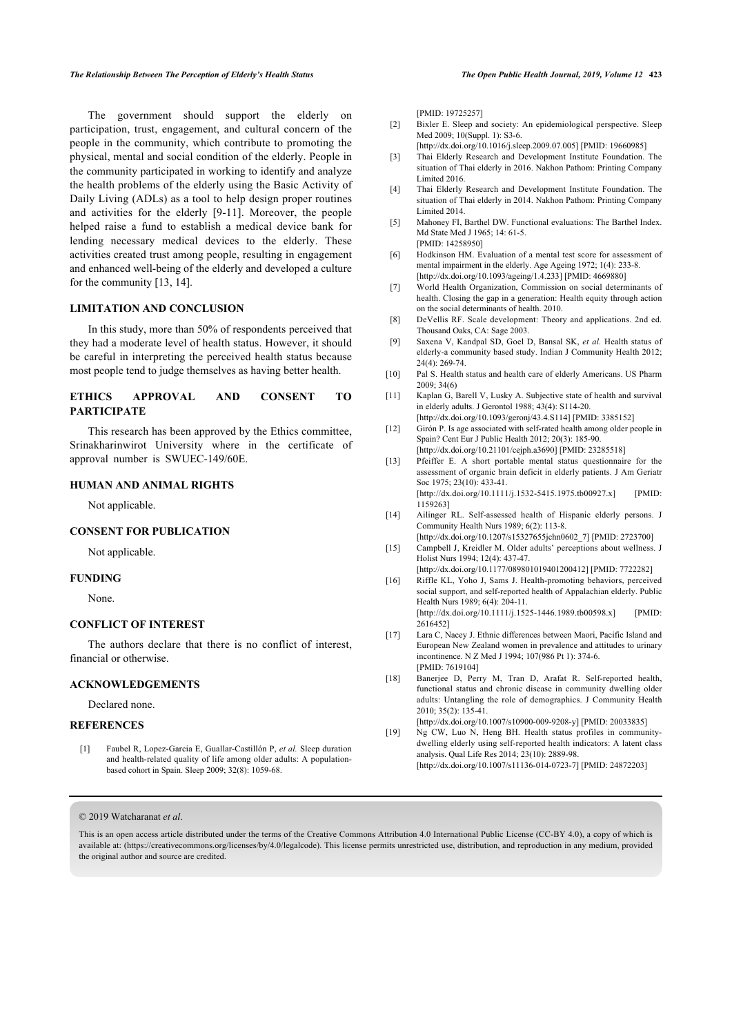The government should support the elderly on participation, trust, engagement, and cultural concern of the people in the community, which contribute to promoting the physical, mental and social condition of the elderly. People in the community participated in working to identify and analyze the health problems of the elderly using the Basic Activity of Daily Living (ADLs) as a tool to help design proper routines and activities for the elderly [9-11]. Moreover, the people helped raise a fund to establish a medical device bank for lending necessary medical devices to the elderly. These activities created trust among people, resulting in engagement and enhanced well-being of the elderly and developed a culture for the community [13, 14].

## LIMITATION AND CONCLUSION

In this study, more than 50% of respondents perceived that they had a moderate level of health status. However, it should be careful in interpreting the perceived health status because most people tend to judge themselves as having better health.

## ETHICS APPROVAL AND CONSENT TO PARTICIPATE

This research has been approved by the Ethics committee, Srinakharinwirot University where in the certificate of approval number is SWUEC-149/60E.

## HUMAN AND ANIMAL RIGHTS

Not applicable.

## CONSENT FOR PUBLICATION

Not applicable.

## FUNDING

None.

## CONFLICT OF INTEREST

The authors declare that there is no conflict of interest, financial or otherwise.

## ACKNOWLEDGEMENTS

Declared none.

## REFERENCES

[1] Faubel R, Lopez-Garcia E, Guallar-Castillón P, *et al.* Sleep duration and health-related quality of life among older adults: A population-based cohort in Spain. Sleep 2009; 32(8): 1059-68. [PMID: 19725257]

[2] Bixler E. Sleep and society: An epidemiological perspective. Sleep Med 2009; 10(Suppl. 1): S3-6. [http://dx.doi.org/10.1016/j.sleep.2009.07.005] [PMID: 19660985]

[3] Thai Elderly Research and Development Institute Foundation. The situation of Thai elderly in 2016. Nakhon Pathom: Printing Company Limited 2016.

[4] Thai Elderly Research and Development Institute Foundation. The situation of Thai elderly in 2014. Nakhon Pathom: Printing Company Limited 2014.

[5] Mahoney FI, Barthel DW. Functional evaluations: The Barthel Index. Md State Med J 1965; 14: 61-5. [PMID: 14258950]

[6] Hodkinson HM. Evaluation of a mental test score for assessment of mental impairment in the elderly. Age Ageing 1972; 1(4): 233-8. [http://dx.doi.org/10.1093/ageing/1.4.233] [PMID: 4669880]

[7] World Health Organization, Commission on social determinants of health. Closing the gap in a generation: Health equity through action on the social determinants of health. 2010.

[8] DeVellis RF. Scale development: Theory and applications. 2nd ed. Thousand Oaks, CA: Sage 2003.

[9] Saxena V, Kandpal SD, Goel D, Bansal SK, *et al.* Health status of elderly-a community based study. Indian J Community Health 2012; 24(4): 269-74.

[10] Pal S. Health status and health care of elderly Americans. US Pharm 2009; 34(6)

[11] Kaplan G, Barell V, Lusky A. Subjective state of health and survival in elderly adults. J Gerontol 1988; 43(4): S114-20. [http://dx.doi.org/10.1093/geronj/43.4.S114] [PMID: 3385152]

[12] Girón P. Is age associated with self-rated health among older people in Spain? Cent Eur J Public Health 2012; 20(3): 185-90. [http://dx.doi.org/10.21101/cejph.a3690] [PMID: 23285518]

[13] Pfeiffer E. A short portable mental status questionnaire for the assessment of organic brain deficit in elderly patients. J Am Geriatr Soc 1975; 23(10): 433-41. [http://dx.doi.org/10.1111/j.1532-5415.1975.tb00927.x] [PMID: 1159263]

[14] Ailinger RL. Self-assessed health of Hispanic elderly persons. J Community Health Nurs 1989; 6(2): 113-8. [http://dx.doi.org/10.1207/s15327655jchn0602_7] [PMID: 2723700]

[15] Campbell J, Kreidler M. Older adults' perceptions about wellness. J Holist Nurs 1994; 12(4): 437-47. [http://dx.doi.org/10.1177/089801019401200412] [PMID: 7722282]

[16] Riffle KL, Yoho J, Sams J. Health-promoting behaviors, perceived social support, and self-reported health of Appalachian elderly. Public Health Nurs 1989; 6(4): 204-11. [http://dx.doi.org/10.1111/j.1525-1446.1989.tb00598.x] [PMID: 2616452]

[17] Lara C, Nacey J. Ethnic differences between Maori, Pacific Island and European New Zealand women in prevalence and attitudes to urinary incontinence. N Z Med J 1994; 107(986 Pt 1): 374-6. [PMID: 7619104]

[18] Banerjee D, Perry M, Tran D, Arafat R. Self-reported health, functional status and chronic disease in community dwelling older adults: Untangling the role of demographics. J Community Health 2010; 35(2): 135-41. [http://dx.doi.org/10.1007/s10900-009-9208-y] [PMID: 20033835]

[19] Ng CW, Luo N, Heng BH. Health status profiles in community-dwelling elderly using self-reported health indicators: A latent class analysis. Qual Life Res 2014; 23(10): 2889-98. [http://dx.doi.org/10.1007/s11136-014-0723-7] [PMID: 24872203]

© 2019 Watcharanat *et al*.

This is an open access article distributed under the terms of the Creative Commons Attribution 4.0 International Public License (CC-BY 4.0), a copy of which is available at: (https://creativecommons.org/licenses/by/4.0/legalcode). This license permits unrestricted use, distribution, and reproduction in any medium, provided the original author and source are credited.